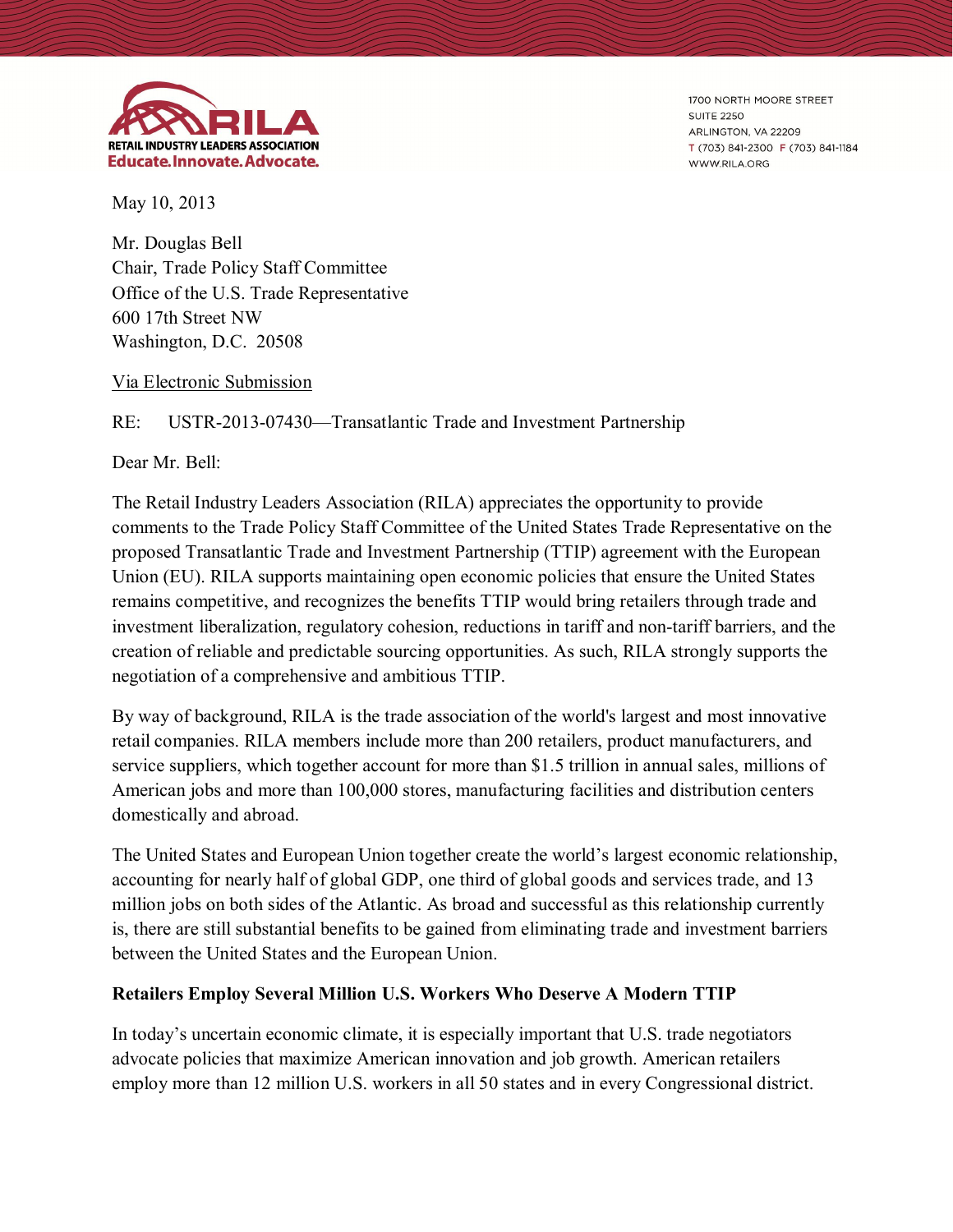**RILA**
**RETAIL INDUSTRY LEADERS ASSOCIATION**
**Educate. Innovate. Advocate.**

1700 NORTH MOORE STREET
SUITE 2250
ARLINGTON, VA 22209
T (703) 841-2300 F (703) 841-1184
WWW.RILA.ORG

May 10, 2013

Mr. Douglas Bell
Chair, Trade Policy Staff Committee
Office of the U.S. Trade Representative
600 17th Street NW
Washington, D.C. 20508

Via Electronic Submission

RE: USTR-2013-07430—Transatlantic Trade and Investment Partnership

Dear Mr. Bell:

The Retail Industry Leaders Association (RILA) appreciates the opportunity to provide comments to the Trade Policy Staff Committee of the United States Trade Representative on the proposed Transatlantic Trade and Investment Partnership (TTIP) agreement with the European Union (EU). RILA supports maintaining open economic policies that ensure the United States remains competitive, and recognizes the benefits TTIP would bring retailers through trade and investment liberalization, regulatory cohesion, reductions in tariff and non-tariff barriers, and the creation of reliable and predictable sourcing opportunities. As such, RILA strongly supports the negotiation of a comprehensive and ambitious TTIP.

By way of background, RILA is the trade association of the world's largest and most innovative retail companies. RILA members include more than 200 retailers, product manufacturers, and service suppliers, which together account for more than $1.5 trillion in annual sales, millions of American jobs and more than 100,000 stores, manufacturing facilities and distribution centers domestically and abroad.

The United States and European Union together create the world's largest economic relationship, accounting for nearly half of global GDP, one third of global goods and services trade, and 13 million jobs on both sides of the Atlantic. As broad and successful as this relationship currently is, there are still substantial benefits to be gained from eliminating trade and investment barriers between the United States and the European Union.

**Retailers Employ Several Million U.S. Workers Who Deserve A Modern TTIP**

In today's uncertain economic climate, it is especially important that U.S. trade negotiators advocate policies that maximize American innovation and job growth. American retailers employ more than 12 million U.S. workers in all 50 states and in every Congressional district.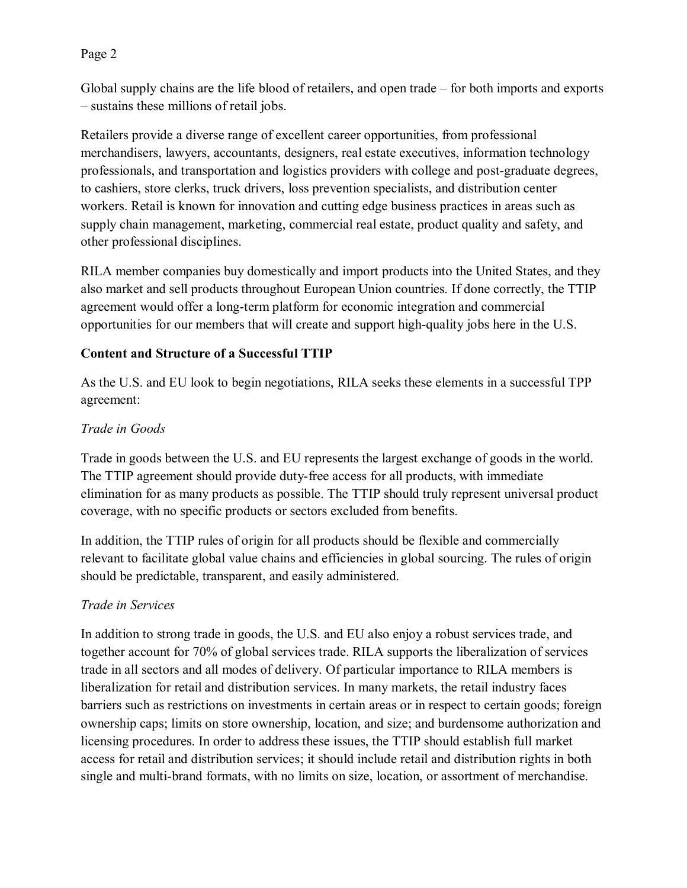Global supply chains are the life blood of retailers, and open trade – for both imports and exports – sustains these millions of retail jobs.

Retailers provide a diverse range of excellent career opportunities, from professional merchandisers, lawyers, accountants, designers, real estate executives, information technology professionals, and transportation and logistics providers with college and post-graduate degrees, to cashiers, store clerks, truck drivers, loss prevention specialists, and distribution center workers. Retail is known for innovation and cutting edge business practices in areas such as supply chain management, marketing, commercial real estate, product quality and safety, and other professional disciplines.

RILA member companies buy domestically and import products into the United States, and they also market and sell products throughout European Union countries. If done correctly, the TTIP agreement would offer a long-term platform for economic integration and commercial opportunities for our members that will create and support high-quality jobs here in the U.S.

**Content and Structure of a Successful TTIP**

As the U.S. and EU look to begin negotiations, RILA seeks these elements in a successful TPP agreement:

*Trade in Goods*

Trade in goods between the U.S. and EU represents the largest exchange of goods in the world. The TTIP agreement should provide duty-free access for all products, with immediate elimination for as many products as possible. The TTIP should truly represent universal product coverage, with no specific products or sectors excluded from benefits.

In addition, the TTIP rules of origin for all products should be flexible and commercially relevant to facilitate global value chains and efficiencies in global sourcing. The rules of origin should be predictable, transparent, and easily administered.

*Trade in Services*

In addition to strong trade in goods, the U.S. and EU also enjoy a robust services trade, and together account for 70% of global services trade. RILA supports the liberalization of services trade in all sectors and all modes of delivery. Of particular importance to RILA members is liberalization for retail and distribution services. In many markets, the retail industry faces barriers such as restrictions on investments in certain areas or in respect to certain goods; foreign ownership caps; limits on store ownership, location, and size; and burdensome authorization and licensing procedures. In order to address these issues, the TTIP should establish full market access for retail and distribution services; it should include retail and distribution rights in both single and multi-brand formats, with no limits on size, location, or assortment of merchandise.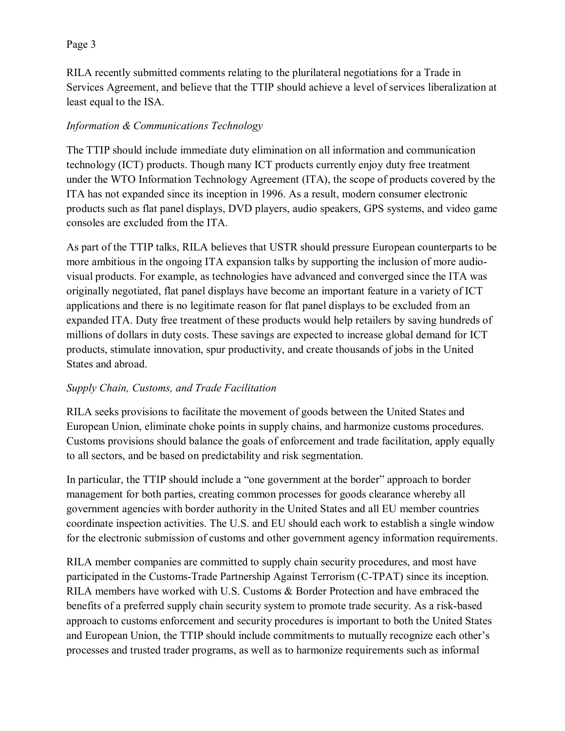RILA recently submitted comments relating to the plurilateral negotiations for a Trade in Services Agreement, and believe that the TTIP should achieve a level of services liberalization at least equal to the ISA.

*Information & Communications Technology*

The TTIP should include immediate duty elimination on all information and communication technology (ICT) products. Though many ICT products currently enjoy duty free treatment under the WTO Information Technology Agreement (ITA), the scope of products covered by the ITA has not expanded since its inception in 1996. As a result, modern consumer electronic products such as flat panel displays, DVD players, audio speakers, GPS systems, and video game consoles are excluded from the ITA.

As part of the TTIP talks, RILA believes that USTR should pressure European counterparts to be more ambitious in the ongoing ITA expansion talks by supporting the inclusion of more audio-visual products. For example, as technologies have advanced and converged since the ITA was originally negotiated, flat panel displays have become an important feature in a variety of ICT applications and there is no legitimate reason for flat panel displays to be excluded from an expanded ITA. Duty free treatment of these products would help retailers by saving hundreds of millions of dollars in duty costs. These savings are expected to increase global demand for ICT products, stimulate innovation, spur productivity, and create thousands of jobs in the United States and abroad.

*Supply Chain, Customs, and Trade Facilitation*

RILA seeks provisions to facilitate the movement of goods between the United States and European Union, eliminate choke points in supply chains, and harmonize customs procedures. Customs provisions should balance the goals of enforcement and trade facilitation, apply equally to all sectors, and be based on predictability and risk segmentation.

In particular, the TTIP should include a "one government at the border" approach to border management for both parties, creating common processes for goods clearance whereby all government agencies with border authority in the United States and all EU member countries coordinate inspection activities. The U.S. and EU should each work to establish a single window for the electronic submission of customs and other government agency information requirements.

RILA member companies are committed to supply chain security procedures, and most have participated in the Customs-Trade Partnership Against Terrorism (C-TPAT) since its inception. RILA members have worked with U.S. Customs & Border Protection and have embraced the benefits of a preferred supply chain security system to promote trade security. As a risk-based approach to customs enforcement and security procedures is important to both the United States and European Union, the TTIP should include commitments to mutually recognize each other's processes and trusted trader programs, as well as to harmonize requirements such as informal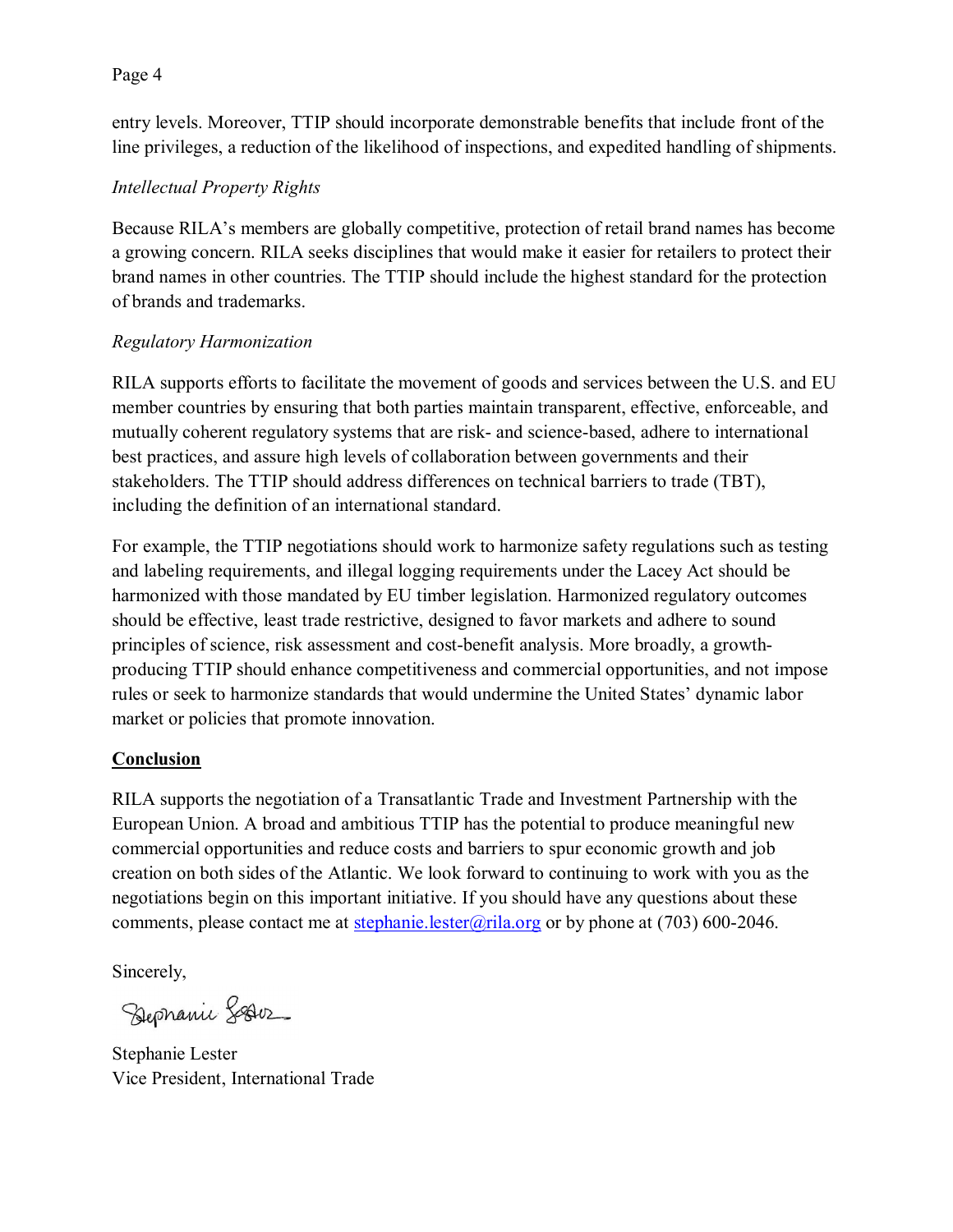entry levels. Moreover, TTIP should incorporate demonstrable benefits that include front of the line privileges, a reduction of the likelihood of inspections, and expedited handling of shipments.

*Intellectual Property Rights*

Because RILA's members are globally competitive, protection of retail brand names has become a growing concern. RILA seeks disciplines that would make it easier for retailers to protect their brand names in other countries. The TTIP should include the highest standard for the protection of brands and trademarks.

*Regulatory Harmonization*

RILA supports efforts to facilitate the movement of goods and services between the U.S. and EU member countries by ensuring that both parties maintain transparent, effective, enforceable, and mutually coherent regulatory systems that are risk- and science-based, adhere to international best practices, and assure high levels of collaboration between governments and their stakeholders. The TTIP should address differences on technical barriers to trade (TBT), including the definition of an international standard.

For example, the TTIP negotiations should work to harmonize safety regulations such as testing and labeling requirements, and illegal logging requirements under the Lacey Act should be harmonized with those mandated by EU timber legislation. Harmonized regulatory outcomes should be effective, least trade restrictive, designed to favor markets and adhere to sound principles of science, risk assessment and cost-benefit analysis. More broadly, a growth-producing TTIP should enhance competitiveness and commercial opportunities, and not impose rules or seek to harmonize standards that would undermine the United States' dynamic labor market or policies that promote innovation.

**Conclusion**

RILA supports the negotiation of a Transatlantic Trade and Investment Partnership with the European Union. A broad and ambitious TTIP has the potential to produce meaningful new commercial opportunities and reduce costs and barriers to spur economic growth and job creation on both sides of the Atlantic. We look forward to continuing to work with you as the negotiations begin on this important initiative. If you should have any questions about these comments, please contact me at stephanie.lester@rila.org or by phone at (703) 600-2046.

Sincerely,

Stephanie Lester

Stephanie Lester
Vice President, International Trade